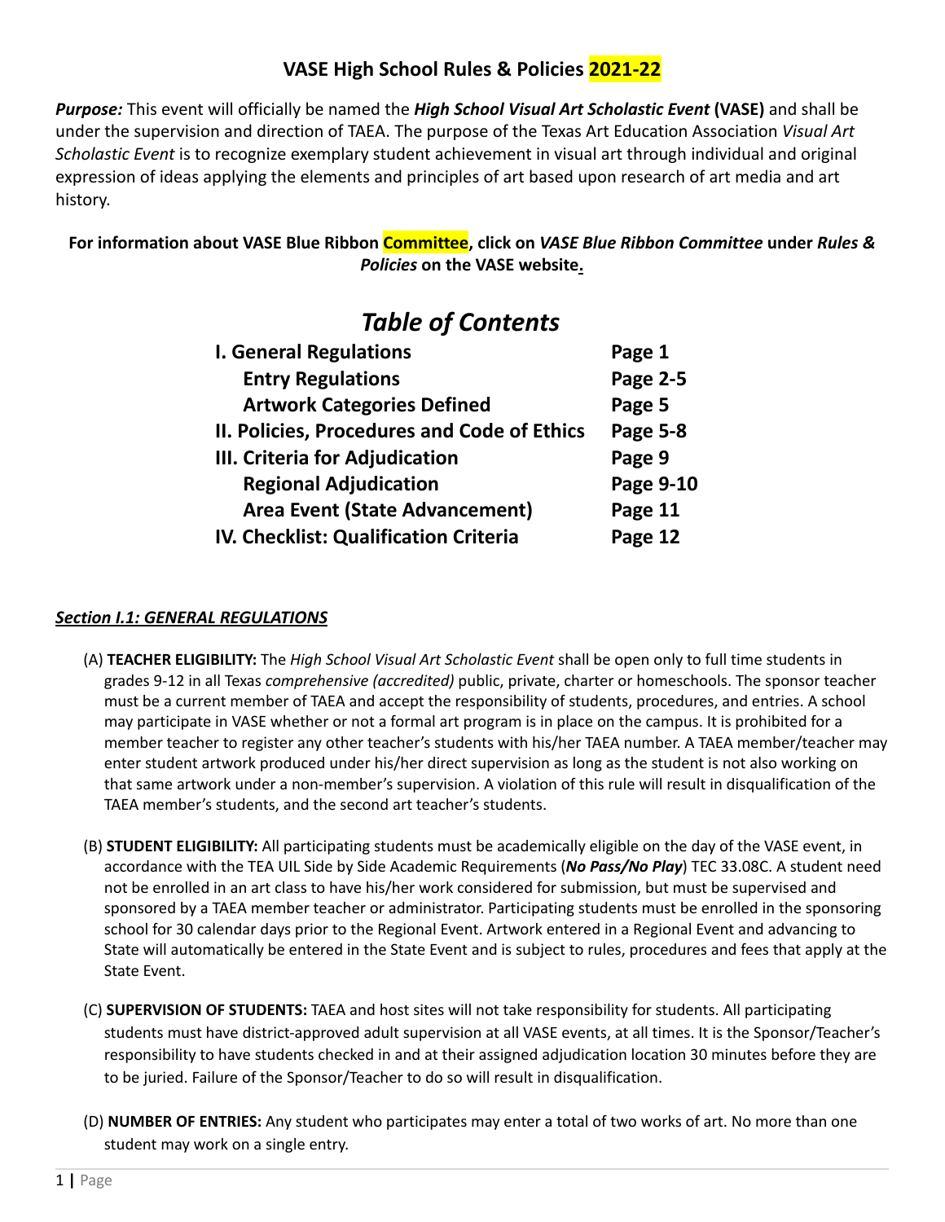# VASE High School Rules & Policies 2021-22

***Purpose:*** This event will officially be named the ***High School Visual Art Scholastic Event*** **(VASE)** and shall be under the supervision and direction of TAEA. The purpose of the Texas Art Education Association *Visual Art Scholastic Event* is to recognize exemplary student achievement in visual art through individual and original expression of ideas applying the elements and principles of art based upon research of art media and art history.

**For information about VASE Blue Ribbon Committee, click on *VASE Blue Ribbon Committee* under *Rules & Policies* on the VASE website.**

## *Table of Contents*

| | |
|---|---|
| **I. General Regulations** | **Page 1** |
| **Entry Regulations** | **Page 2-5** |
| **Artwork Categories Defined** | **Page 5** |
| **II. Policies, Procedures and Code of Ethics** | **Page 5-8** |
| **III. Criteria for Adjudication** | **Page 9** |
| **Regional Adjudication** | **Page 9-10** |
| **Area Event (State Advancement)** | **Page 11** |
| **IV. Checklist: Qualification Criteria** | **Page 12** |

### ***Section I.1: GENERAL REGULATIONS***

(A) **TEACHER ELIGIBILITY:** The *High School Visual Art Scholastic Event* shall be open only to full time students in grades 9-12 in all Texas *comprehensive (accredited)* public, private, charter or homeschools. The sponsor teacher must be a current member of TAEA and accept the responsibility of students, procedures, and entries. A school may participate in VASE whether or not a formal art program is in place on the campus. It is prohibited for a member teacher to register any other teacher's students with his/her TAEA number. A TAEA member/teacher may enter student artwork produced under his/her direct supervision as long as the student is not also working on that same artwork under a non-member's supervision. A violation of this rule will result in disqualification of the TAEA member's students, and the second art teacher's students.

(B) **STUDENT ELIGIBILITY:** All participating students must be academically eligible on the day of the VASE event, in accordance with the TEA UIL Side by Side Academic Requirements (***No Pass/No Play***) TEC 33.08C. A student need not be enrolled in an art class to have his/her work considered for submission, but must be supervised and sponsored by a TAEA member teacher or administrator. Participating students must be enrolled in the sponsoring school for 30 calendar days prior to the Regional Event. Artwork entered in a Regional Event and advancing to State will automatically be entered in the State Event and is subject to rules, procedures and fees that apply at the State Event.

(C) **SUPERVISION OF STUDENTS:** TAEA and host sites will not take responsibility for students. All participating students must have district-approved adult supervision at all VASE events, at all times. It is the Sponsor/Teacher's responsibility to have students checked in and at their assigned adjudication location 30 minutes before they are to be juried. Failure of the Sponsor/Teacher to do so will result in disqualification.

(D) **NUMBER OF ENTRIES:** Any student who participates may enter a total of two works of art. No more than one student may work on a single entry.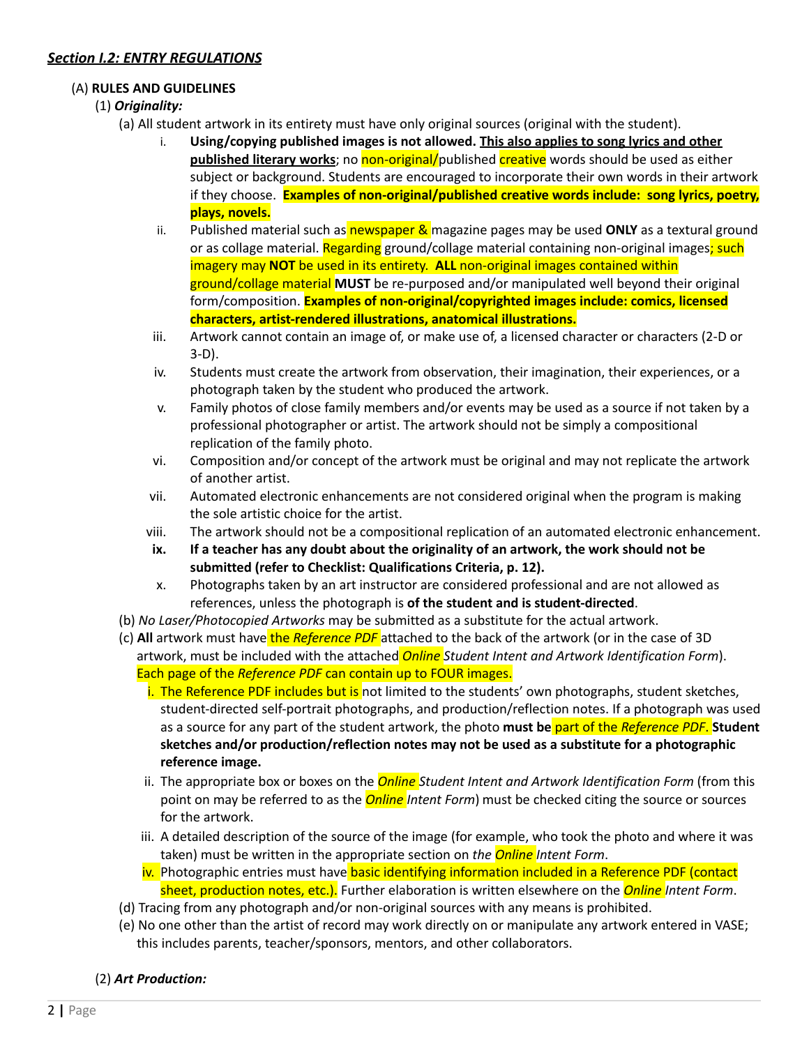### ***Section I.2: ENTRY REGULATIONS***

(A) **RULES AND GUIDELINES**

(1) ***Originality:***

(a) All student artwork in its entirety must have only original sources (original with the student).

i. **Using/copying published images is not allowed.** **<u>This also applies to song lyrics and other published literary works</u>**; no non-original/published creative words should be used as either subject or background. Students are encouraged to incorporate their own words in their artwork if they choose. **Examples of non-original/published creative words include: song lyrics, poetry, plays, novels.**

ii. Published material such as newspaper & magazine pages may be used **ONLY** as a textural ground or as collage material. Regarding ground/collage material containing non-original images; such imagery may **NOT** be used in its entirety. **ALL** non-original images contained within ground/collage material **MUST** be re-purposed and/or manipulated well beyond their original form/composition. **Examples of non-original/copyrighted images include: comics, licensed characters, artist-rendered illustrations, anatomical illustrations.**

iii. Artwork cannot contain an image of, or make use of, a licensed character or characters (2-D or 3-D).

iv. Students must create the artwork from observation, their imagination, their experiences, or a photograph taken by the student who produced the artwork.

v. Family photos of close family members and/or events may be used as a source if not taken by a professional photographer or artist. The artwork should not be simply a compositional replication of the family photo.

vi. Composition and/or concept of the artwork must be original and may not replicate the artwork of another artist.

vii. Automated electronic enhancements are not considered original when the program is making the sole artistic choice for the artist.

viii. The artwork should not be a compositional replication of an automated electronic enhancement.

**ix. If a teacher has any doubt about the originality of an artwork, the work should not be submitted (refer to Checklist: Qualifications Criteria, p. 12).**

x. Photographs taken by an art instructor are considered professional and are not allowed as references, unless the photograph is **of the student and is student-directed**.

(b) *No Laser/Photocopied Artworks* may be submitted as a substitute for the actual artwork.

(c) **All** artwork must have the *Reference PDF* attached to the back of the artwork (or in the case of 3D artwork, must be included with the attached *Online Student Intent and Artwork Identification Form*). Each page of the *Reference PDF* can contain up to FOUR images.

i. The Reference PDF includes but is not limited to the students' own photographs, student sketches, student-directed self-portrait photographs, and production/reflection notes. If a photograph was used as a source for any part of the student artwork, the photo **must be** part of the *Reference PDF*. **Student sketches and/or production/reflection notes may not be used as a substitute for a photographic reference image.**

ii. The appropriate box or boxes on the *Online Student Intent and Artwork Identification Form* (from this point on may be referred to as the *Online Intent Form*) must be checked citing the source or sources for the artwork.

iii. A detailed description of the source of the image (for example, who took the photo and where it was taken) must be written in the appropriate section on *the Online Intent Form*.

iv. Photographic entries must have basic identifying information included in a Reference PDF (contact sheet, production notes, etc.). Further elaboration is written elsewhere on the *Online Intent Form*.

(d) Tracing from any photograph and/or non-original sources with any means is prohibited.

(e) No one other than the artist of record may work directly on or manipulate any artwork entered in VASE; this includes parents, teacher/sponsors, mentors, and other collaborators.

(2) ***Art Production:***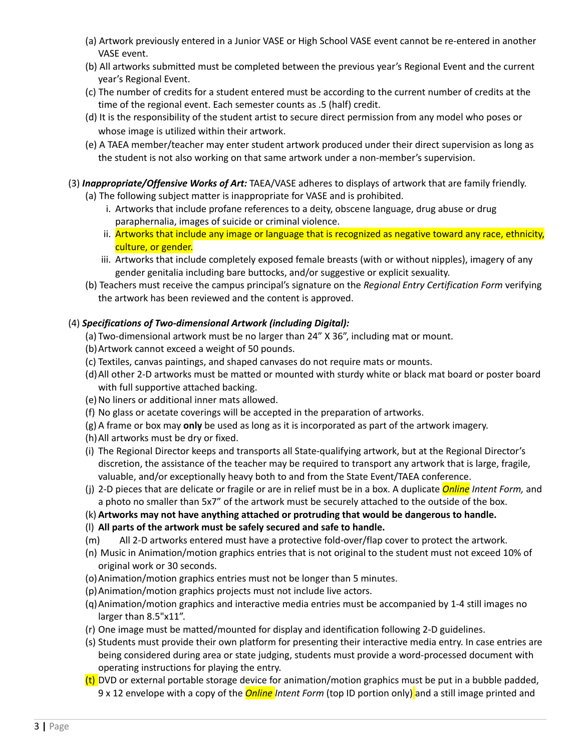(a) Artwork previously entered in a Junior VASE or High School VASE event cannot be re-entered in another VASE event.

(b) All artworks submitted must be completed between the previous year's Regional Event and the current year's Regional Event.

(c) The number of credits for a student entered must be according to the current number of credits at the time of the regional event. Each semester counts as .5 (half) credit.

(d) It is the responsibility of the student artist to secure direct permission from any model who poses or whose image is utilized within their artwork.

(e) A TAEA member/teacher may enter student artwork produced under their direct supervision as long as the student is not also working on that same artwork under a non-member's supervision.

(3) ***Inappropriate/Offensive Works of Art:*** TAEA/VASE adheres to displays of artwork that are family friendly.

(a) The following subject matter is inappropriate for VASE and is prohibited.

i. Artworks that include profane references to a deity, obscene language, drug abuse or drug paraphernalia, images of suicide or criminal violence.

ii. Artworks that include any image or language that is recognized as negative toward any race, ethnicity, culture, or gender.

iii. Artworks that include completely exposed female breasts (with or without nipples), imagery of any gender genitalia including bare buttocks, and/or suggestive or explicit sexuality.

(b) Teachers must receive the campus principal's signature on the *Regional Entry Certification Form* verifying the artwork has been reviewed and the content is approved.

(4) ***Specifications of Two-dimensional Artwork (including Digital):***

(a) Two-dimensional artwork must be no larger than 24" X 36", including mat or mount.

(b) Artwork cannot exceed a weight of 50 pounds.

(c) Textiles, canvas paintings, and shaped canvases do not require mats or mounts.

(d) All other 2-D artworks must be matted or mounted with sturdy white or black mat board or poster board with full supportive attached backing.

(e) No liners or additional inner mats allowed.

(f) No glass or acetate coverings will be accepted in the preparation of artworks.

(g) A frame or box may **only** be used as long as it is incorporated as part of the artwork imagery.

(h) All artworks must be dry or fixed.

(i) The Regional Director keeps and transports all State-qualifying artwork, but at the Regional Director's discretion, the assistance of the teacher may be required to transport any artwork that is large, fragile, valuable, and/or exceptionally heavy both to and from the State Event/TAEA conference.

(j) 2-D pieces that are delicate or fragile or are in relief must be in a box. A duplicate ***Online*** *Intent Form,* and a photo no smaller than 5x7" of the artwork must be securely attached to the outside of the box.

(k) **Artworks may not have anything attached or protruding that would be dangerous to handle.**

(l) **All parts of the artwork must be safely secured and safe to handle.**

(m) All 2-D artworks entered must have a protective fold-over/flap cover to protect the artwork.

(n) Music in Animation/motion graphics entries that is not original to the student must not exceed 10% of original work or 30 seconds.

(o) Animation/motion graphics entries must not be longer than 5 minutes.

(p) Animation/motion graphics projects must not include live actors.

(q) Animation/motion graphics and interactive media entries must be accompanied by 1-4 still images no larger than 8.5"x11".

(r) One image must be matted/mounted for display and identification following 2-D guidelines.

(s) Students must provide their own platform for presenting their interactive media entry. In case entries are being considered during area or state judging, students must provide a word-processed document with operating instructions for playing the entry.

(t) DVD or external portable storage device for animation/motion graphics must be put in a bubble padded, 9 x 12 envelope with a copy of the ***Online*** *Intent Form* (top ID portion only) and a still image printed and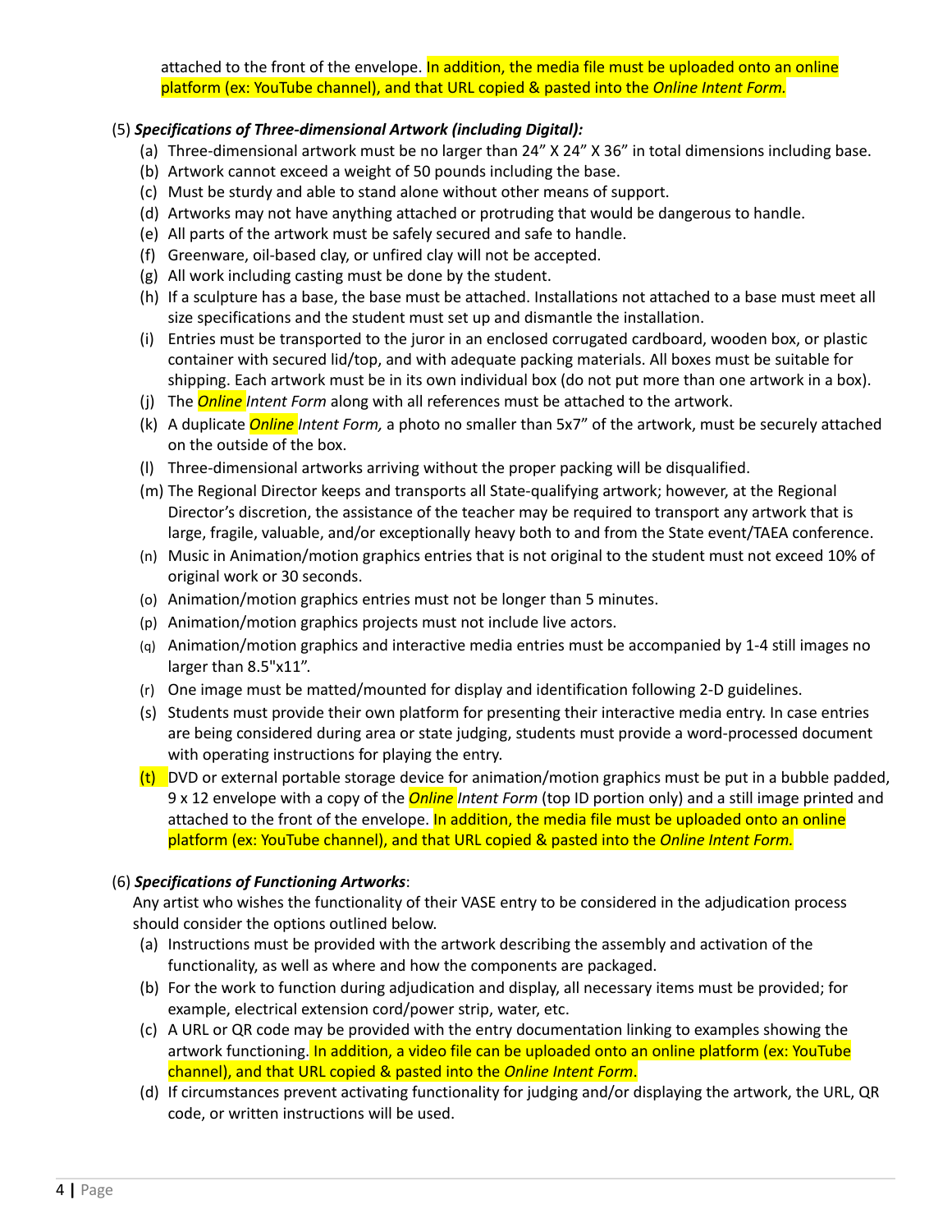attached to the front of the envelope. In addition, the media file must be uploaded onto an online platform (ex: YouTube channel), and that URL copied & pasted into the *Online Intent Form.*

(5) ***Specifications of Three-dimensional Artwork (including Digital):***

(a) Three-dimensional artwork must be no larger than 24" X 24" X 36" in total dimensions including base.
(b) Artwork cannot exceed a weight of 50 pounds including the base.
(c) Must be sturdy and able to stand alone without other means of support.
(d) Artworks may not have anything attached or protruding that would be dangerous to handle.
(e) All parts of the artwork must be safely secured and safe to handle.
(f) Greenware, oil-based clay, or unfired clay will not be accepted.
(g) All work including casting must be done by the student.
(h) If a sculpture has a base, the base must be attached. Installations not attached to a base must meet all size specifications and the student must set up and dismantle the installation.
(i) Entries must be transported to the juror in an enclosed corrugated cardboard, wooden box, or plastic container with secured lid/top, and with adequate packing materials. All boxes must be suitable for shipping. Each artwork must be in its own individual box (do not put more than one artwork in a box).
(j) The ***Online*** *Intent Form* along with all references must be attached to the artwork.
(k) A duplicate ***Online*** *Intent Form,* a photo no smaller than 5x7" of the artwork, must be securely attached on the outside of the box.
(l) Three-dimensional artworks arriving without the proper packing will be disqualified.
(m) The Regional Director keeps and transports all State-qualifying artwork; however, at the Regional Director's discretion, the assistance of the teacher may be required to transport any artwork that is large, fragile, valuable, and/or exceptionally heavy both to and from the State event/TAEA conference.
(n) Music in Animation/motion graphics entries that is not original to the student must not exceed 10% of original work or 30 seconds.
(o) Animation/motion graphics entries must not be longer than 5 minutes.
(p) Animation/motion graphics projects must not include live actors.
(q) Animation/motion graphics and interactive media entries must be accompanied by 1-4 still images no larger than 8.5"x11".
(r) One image must be matted/mounted for display and identification following 2-D guidelines.
(s) Students must provide their own platform for presenting their interactive media entry. In case entries are being considered during area or state judging, students must provide a word-processed document with operating instructions for playing the entry.
(t) DVD or external portable storage device for animation/motion graphics must be put in a bubble padded, 9 x 12 envelope with a copy of the ***Online*** *Intent Form* (top ID portion only) and a still image printed and attached to the front of the envelope. In addition, the media file must be uploaded onto an online platform (ex: YouTube channel), and that URL copied & pasted into the *Online Intent Form.*

(6) ***Specifications of Functioning Artworks***:

Any artist who wishes the functionality of their VASE entry to be considered in the adjudication process should consider the options outlined below.

(a) Instructions must be provided with the artwork describing the assembly and activation of the functionality, as well as where and how the components are packaged.
(b) For the work to function during adjudication and display, all necessary items must be provided; for example, electrical extension cord/power strip, water, etc.
(c) A URL or QR code may be provided with the entry documentation linking to examples showing the artwork functioning. In addition, a video file can be uploaded onto an online platform (ex: YouTube channel), and that URL copied & pasted into the *Online Intent Form*.
(d) If circumstances prevent activating functionality for judging and/or displaying the artwork, the URL, QR code, or written instructions will be used.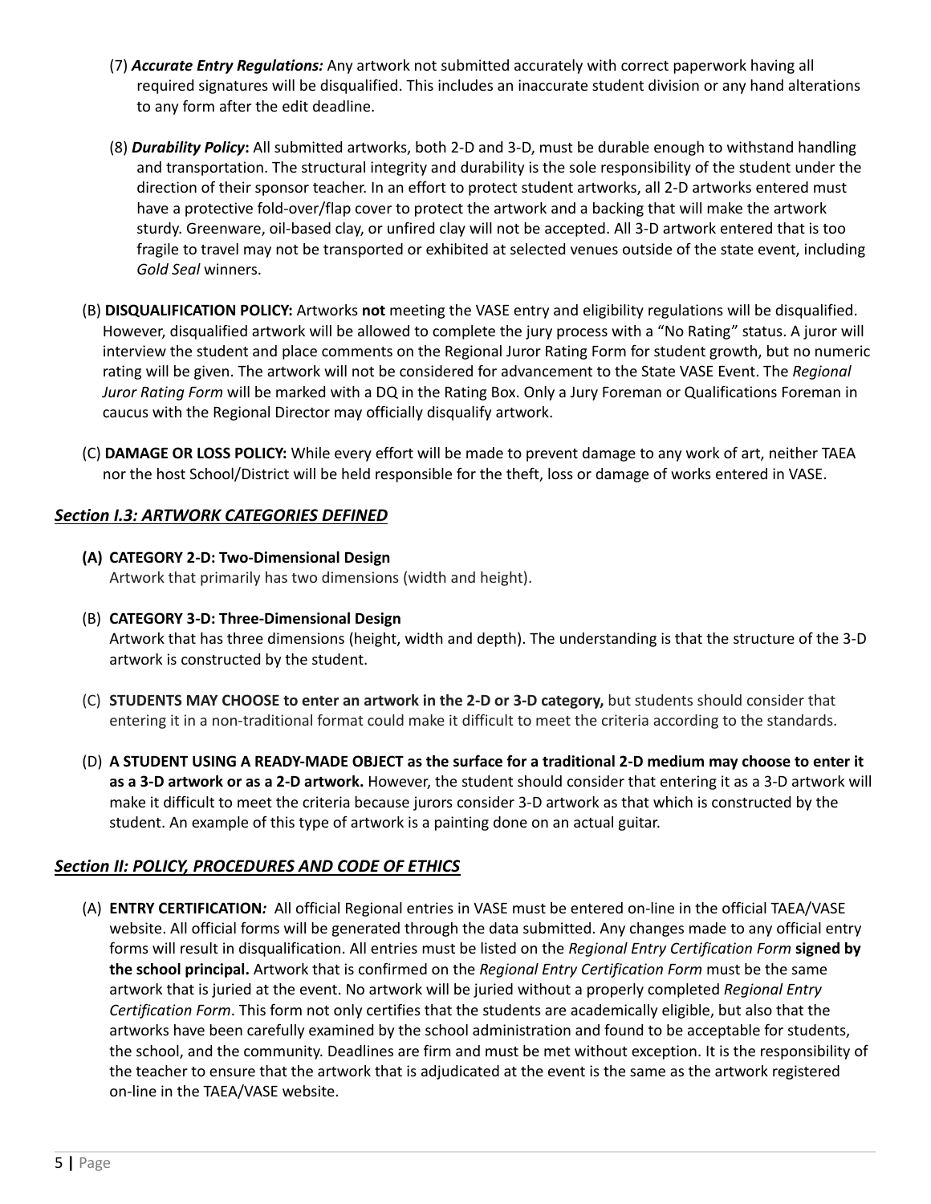(7) ***Accurate Entry Regulations:*** Any artwork not submitted accurately with correct paperwork having all required signatures will be disqualified. This includes an inaccurate student division or any hand alterations to any form after the edit deadline.

(8) ***Durability Policy*****:** All submitted artworks, both 2-D and 3-D, must be durable enough to withstand handling and transportation. The structural integrity and durability is the sole responsibility of the student under the direction of their sponsor teacher. In an effort to protect student artworks, all 2-D artworks entered must have a protective fold-over/flap cover to protect the artwork and a backing that will make the artwork sturdy. Greenware, oil-based clay, or unfired clay will not be accepted. All 3-D artwork entered that is too fragile to travel may not be transported or exhibited at selected venues outside of the state event, including *Gold Seal* winners.

(B) **DISQUALIFICATION POLICY:** Artworks **not** meeting the VASE entry and eligibility regulations will be disqualified. However, disqualified artwork will be allowed to complete the jury process with a "No Rating" status. A juror will interview the student and place comments on the Regional Juror Rating Form for student growth, but no numeric rating will be given. The artwork will not be considered for advancement to the State VASE Event. The *Regional Juror Rating Form* will be marked with a DQ in the Rating Box. Only a Jury Foreman or Qualifications Foreman in caucus with the Regional Director may officially disqualify artwork.

(C) **DAMAGE OR LOSS POLICY:** While every effort will be made to prevent damage to any work of art, neither TAEA nor the host School/District will be held responsible for the theft, loss or damage of works entered in VASE.

### ***Section I.3: ARTWORK CATEGORIES DEFINED***

**(A) CATEGORY 2-D: Two-Dimensional Design**
Artwork that primarily has two dimensions (width and height).

(B) **CATEGORY 3-D: Three-Dimensional Design**
Artwork that has three dimensions (height, width and depth). The understanding is that the structure of the 3-D artwork is constructed by the student.

(C) **STUDENTS MAY CHOOSE to enter an artwork in the 2-D or 3-D category,** but students should consider that entering it in a non-traditional format could make it difficult to meet the criteria according to the standards.

(D) **A STUDENT USING A READY-MADE OBJECT as the surface for a traditional 2-D medium may choose to enter it as a 3-D artwork or as a 2-D artwork.** However, the student should consider that entering it as a 3-D artwork will make it difficult to meet the criteria because jurors consider 3-D artwork as that which is constructed by the student. An example of this type of artwork is a painting done on an actual guitar.

### ***Section II: POLICY, PROCEDURES AND CODE OF ETHICS***

(A) **ENTRY CERTIFICATION***:* All official Regional entries in VASE must be entered on-line in the official TAEA/VASE website. All official forms will be generated through the data submitted. Any changes made to any official entry forms will result in disqualification. All entries must be listed on the *Regional Entry Certification Form* **signed by the school principal.** Artwork that is confirmed on the *Regional Entry Certification Form* must be the same artwork that is juried at the event. No artwork will be juried without a properly completed *Regional Entry Certification Form*. This form not only certifies that the students are academically eligible, but also that the artworks have been carefully examined by the school administration and found to be acceptable for students, the school, and the community. Deadlines are firm and must be met without exception. It is the responsibility of the teacher to ensure that the artwork that is adjudicated at the event is the same as the artwork registered on-line in the TAEA/VASE website.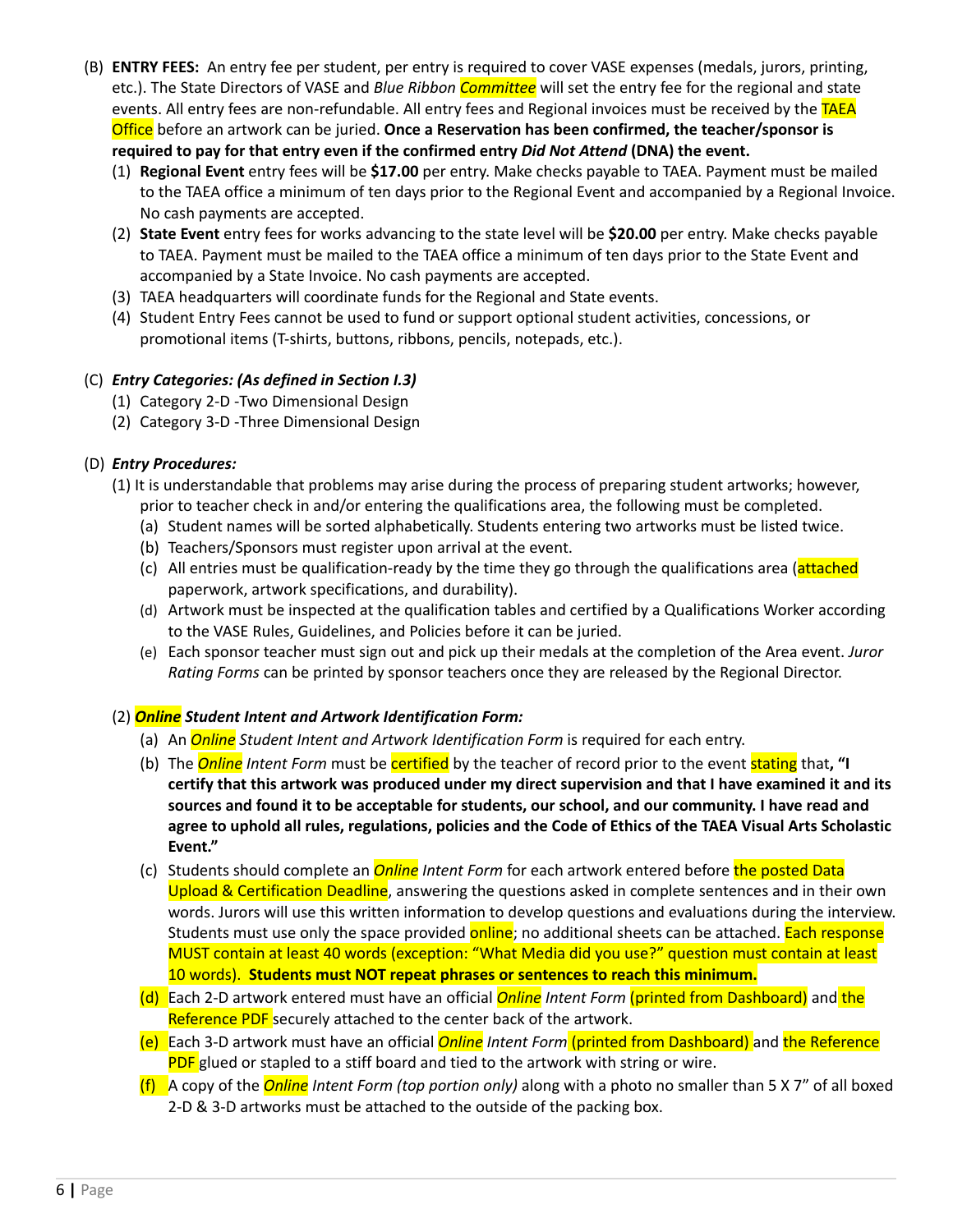(B) **ENTRY FEES:** An entry fee per student, per entry is required to cover VASE expenses (medals, jurors, printing, etc.). The State Directors of VASE and *Blue Ribbon Committee* will set the entry fee for the regional and state events. All entry fees are non-refundable. All entry fees and Regional invoices must be received by the TAEA Office before an artwork can be juried. **Once a Reservation has been confirmed, the teacher/sponsor is required to pay for that entry even if the confirmed entry *Did Not Attend* (DNA) the event.**

  (1) **Regional Event** entry fees will be **$17.00** per entry. Make checks payable to TAEA. Payment must be mailed to the TAEA office a minimum of ten days prior to the Regional Event and accompanied by a Regional Invoice. No cash payments are accepted.

  (2) **State Event** entry fees for works advancing to the state level will be **$20.00** per entry. Make checks payable to TAEA. Payment must be mailed to the TAEA office a minimum of ten days prior to the State Event and accompanied by a State Invoice. No cash payments are accepted.

  (3) TAEA headquarters will coordinate funds for the Regional and State events.

  (4) Student Entry Fees cannot be used to fund or support optional student activities, concessions, or promotional items (T-shirts, buttons, ribbons, pencils, notepads, etc.).

(C) ***Entry Categories: (As defined in Section I.3)***

  (1) Category 2-D -Two Dimensional Design

  (2) Category 3-D -Three Dimensional Design

(D) ***Entry Procedures:***

  (1) It is understandable that problems may arise during the process of preparing student artworks; however, prior to teacher check in and/or entering the qualifications area, the following must be completed.

    (a) Student names will be sorted alphabetically. Students entering two artworks must be listed twice.

    (b) Teachers/Sponsors must register upon arrival at the event.

    (c) All entries must be qualification-ready by the time they go through the qualifications area (attached paperwork, artwork specifications, and durability).

    (d) Artwork must be inspected at the qualification tables and certified by a Qualifications Worker according to the VASE Rules, Guidelines, and Policies before it can be juried.

    (e) Each sponsor teacher must sign out and pick up their medals at the completion of the Area event. *Juror Rating Forms* can be printed by sponsor teachers once they are released by the Regional Director.

  (2) ***Online Student Intent and Artwork Identification Form:***

    (a) An *Online Student Intent and Artwork Identification Form* is required for each entry.

    (b) The *Online Intent Form* must be certified by the teacher of record prior to the event stating that**, "I certify that this artwork was produced under my direct supervision and that I have examined it and its sources and found it to be acceptable for students, our school, and our community. I have read and agree to uphold all rules, regulations, policies and the Code of Ethics of the TAEA Visual Arts Scholastic Event."**

    (c) Students should complete an *Online Intent Form* for each artwork entered before the posted Data Upload & Certification Deadline, answering the questions asked in complete sentences and in their own words. Jurors will use this written information to develop questions and evaluations during the interview. Students must use only the space provided online; no additional sheets can be attached. Each response MUST contain at least 40 words (exception: "What Media did you use?" question must contain at least 10 words). **Students must NOT repeat phrases or sentences to reach this minimum.**

    (d) Each 2-D artwork entered must have an official *Online Intent Form* (printed from Dashboard) and the Reference PDF securely attached to the center back of the artwork.

    (e) Each 3-D artwork must have an official *Online Intent Form* (printed from Dashboard) and the Reference PDF glued or stapled to a stiff board and tied to the artwork with string or wire.

    (f) A copy of the *Online Intent Form (top portion only)* along with a photo no smaller than 5 X 7" of all boxed 2-D & 3-D artworks must be attached to the outside of the packing box.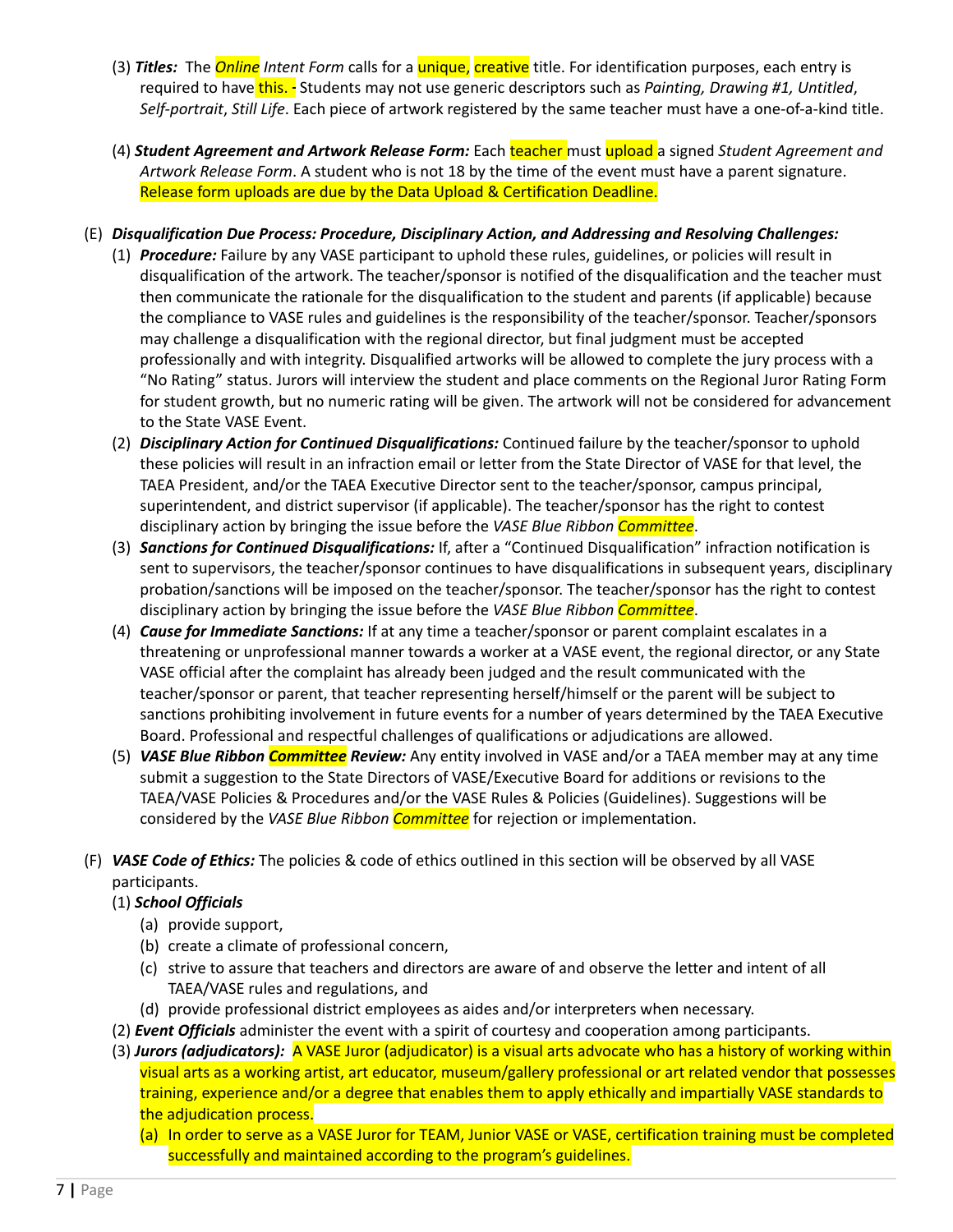(3) ***Titles:*** The *Online Intent Form* calls for a unique, creative title. For identification purposes, each entry is required to have this. - Students may not use generic descriptors such as *Painting, Drawing #1, Untitled*, *Self-portrait*, *Still Life*. Each piece of artwork registered by the same teacher must have a one-of-a-kind title.

(4) ***Student Agreement and Artwork Release Form:*** Each teacher must upload a signed *Student Agreement and Artwork Release Form*. A student who is not 18 by the time of the event must have a parent signature. Release form uploads are due by the Data Upload & Certification Deadline.

(E) ***Disqualification Due Process: Procedure, Disciplinary Action, and Addressing and Resolving Challenges:***

(1) ***Procedure:*** Failure by any VASE participant to uphold these rules, guidelines, or policies will result in disqualification of the artwork. The teacher/sponsor is notified of the disqualification and the teacher must then communicate the rationale for the disqualification to the student and parents (if applicable) because the compliance to VASE rules and guidelines is the responsibility of the teacher/sponsor. Teacher/sponsors may challenge a disqualification with the regional director, but final judgment must be accepted professionally and with integrity. Disqualified artworks will be allowed to complete the jury process with a "No Rating" status. Jurors will interview the student and place comments on the Regional Juror Rating Form for student growth, but no numeric rating will be given. The artwork will not be considered for advancement to the State VASE Event.

(2) ***Disciplinary Action for Continued Disqualifications:*** Continued failure by the teacher/sponsor to uphold these policies will result in an infraction email or letter from the State Director of VASE for that level, the TAEA President, and/or the TAEA Executive Director sent to the teacher/sponsor, campus principal, superintendent, and district supervisor (if applicable). The teacher/sponsor has the right to contest disciplinary action by bringing the issue before the *VASE Blue Ribbon Committee*.

(3) ***Sanctions for Continued Disqualifications:*** If, after a "Continued Disqualification" infraction notification is sent to supervisors, the teacher/sponsor continues to have disqualifications in subsequent years, disciplinary probation/sanctions will be imposed on the teacher/sponsor. The teacher/sponsor has the right to contest disciplinary action by bringing the issue before the *VASE Blue Ribbon Committee*.

(4) ***Cause for Immediate Sanctions:*** If at any time a teacher/sponsor or parent complaint escalates in a threatening or unprofessional manner towards a worker at a VASE event, the regional director, or any State VASE official after the complaint has already been judged and the result communicated with the teacher/sponsor or parent, that teacher representing herself/himself or the parent will be subject to sanctions prohibiting involvement in future events for a number of years determined by the TAEA Executive Board. Professional and respectful challenges of qualifications or adjudications are allowed.

(5) ***VASE Blue Ribbon Committee Review:*** Any entity involved in VASE and/or a TAEA member may at any time submit a suggestion to the State Directors of VASE/Executive Board for additions or revisions to the TAEA/VASE Policies & Procedures and/or the VASE Rules & Policies (Guidelines). Suggestions will be considered by the *VASE Blue Ribbon Committee* for rejection or implementation.

(F) ***VASE Code of Ethics:*** The policies & code of ethics outlined in this section will be observed by all VASE participants.

(1) ***School Officials***

(a) provide support,

(b) create a climate of professional concern,

(c) strive to assure that teachers and directors are aware of and observe the letter and intent of all TAEA/VASE rules and regulations, and

(d) provide professional district employees as aides and/or interpreters when necessary.

(2) ***Event Officials*** administer the event with a spirit of courtesy and cooperation among participants.

(3) ***Jurors (adjudicators):*** A VASE Juror (adjudicator) is a visual arts advocate who has a history of working within visual arts as a working artist, art educator, museum/gallery professional or art related vendor that possesses training, experience and/or a degree that enables them to apply ethically and impartially VASE standards to the adjudication process.

(a) In order to serve as a VASE Juror for TEAM, Junior VASE or VASE, certification training must be completed successfully and maintained according to the program's guidelines.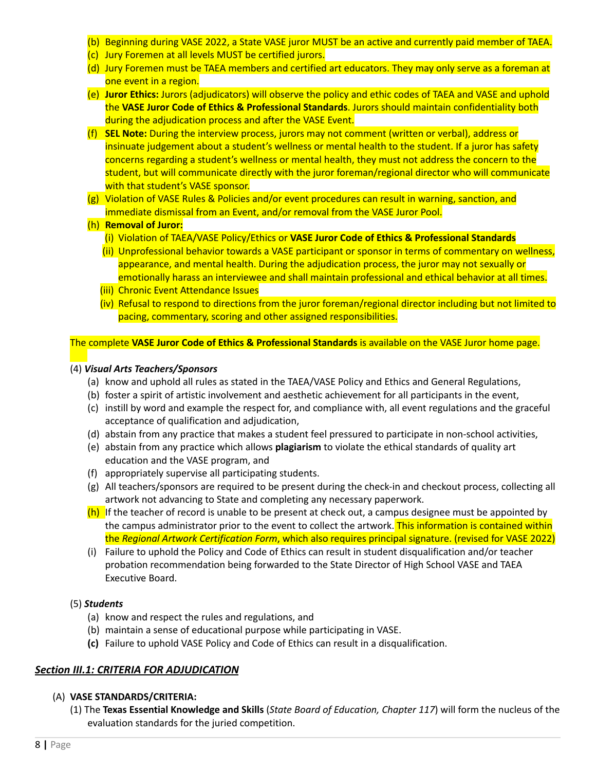(b) Beginning during VASE 2022, a State VASE juror MUST be an active and currently paid member of TAEA.
(c) Jury Foremen at all levels MUST be certified jurors.
(d) Jury Foremen must be TAEA members and certified art educators. They may only serve as a foreman at one event in a region.
(e) **Juror Ethics:** Jurors (adjudicators) will observe the policy and ethic codes of TAEA and VASE and uphold the **VASE Juror Code of Ethics & Professional Standards**. Jurors should maintain confidentiality both during the adjudication process and after the VASE Event.
(f) **SEL Note:** During the interview process, jurors may not comment (written or verbal), address or insinuate judgement about a student's wellness or mental health to the student. If a juror has safety concerns regarding a student's wellness or mental health, they must not address the concern to the student, but will communicate directly with the juror foreman/regional director who will communicate with that student's VASE sponsor.
(g) Violation of VASE Rules & Policies and/or event procedures can result in warning, sanction, and immediate dismissal from an Event, and/or removal from the VASE Juror Pool.
(h) **Removal of Juror:**
   (i) Violation of TAEA/VASE Policy/Ethics or **VASE Juror Code of Ethics & Professional Standards**
   (ii) Unprofessional behavior towards a VASE participant or sponsor in terms of commentary on wellness, appearance, and mental health. During the adjudication process, the juror may not sexually or emotionally harass an interviewee and shall maintain professional and ethical behavior at all times.
   (iii) Chronic Event Attendance Issues
   (iv) Refusal to respond to directions from the juror foreman/regional director including but not limited to pacing, commentary, scoring and other assigned responsibilities.

The complete **VASE Juror Code of Ethics & Professional Standards** is available on the VASE Juror home page.

(4) ***Visual Arts Teachers/Sponsors***
   (a) know and uphold all rules as stated in the TAEA/VASE Policy and Ethics and General Regulations,
   (b) foster a spirit of artistic involvement and aesthetic achievement for all participants in the event,
   (c) instill by word and example the respect for, and compliance with, all event regulations and the graceful acceptance of qualification and adjudication,
   (d) abstain from any practice that makes a student feel pressured to participate in non-school activities,
   (e) abstain from any practice which allows **plagiarism** to violate the ethical standards of quality art education and the VASE program, and
   (f) appropriately supervise all participating students.
   (g) All teachers/sponsors are required to be present during the check-in and checkout process, collecting all artwork not advancing to State and completing any necessary paperwork.
   (h) If the teacher of record is unable to be present at check out, a campus designee must be appointed by the campus administrator prior to the event to collect the artwork. This information is contained within the *Regional Artwork Certification Form*, which also requires principal signature. (revised for VASE 2022)
   (i) Failure to uphold the Policy and Code of Ethics can result in student disqualification and/or teacher probation recommendation being forwarded to the State Director of High School VASE and TAEA Executive Board.

(5) ***Students***
   (a) know and respect the rules and regulations, and
   (b) maintain a sense of educational purpose while participating in VASE.
   **(c)** Failure to uphold VASE Policy and Code of Ethics can result in a disqualification.

## ***Section III.1: CRITERIA FOR ADJUDICATION***

(A) **VASE STANDARDS/CRITERIA:**
   (1) The **Texas Essential Knowledge and Skills** (*State Board of Education, Chapter 117*) will form the nucleus of the evaluation standards for the juried competition.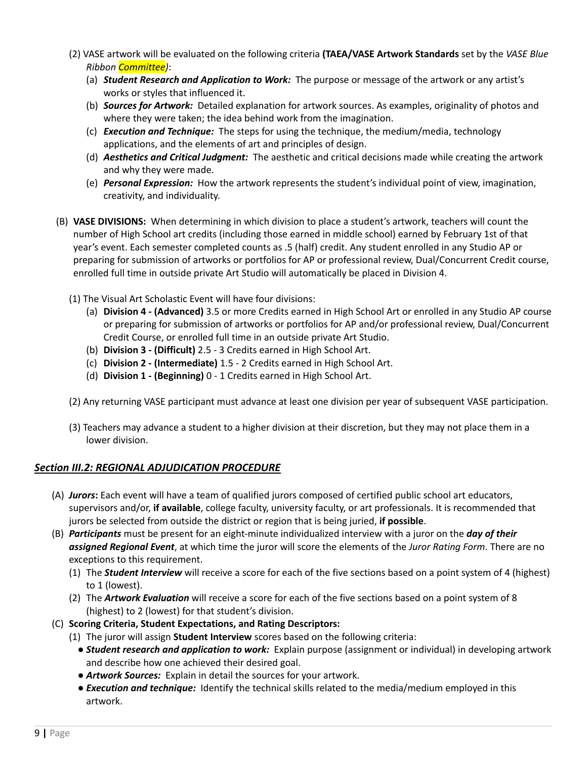(2) VASE artwork will be evaluated on the following criteria **(TAEA/VASE Artwork Standards** set by the *VASE Blue Ribbon Committee)*:

(a) ***Student Research and Application to Work:*** The purpose or message of the artwork or any artist's works or styles that influenced it.

(b) ***Sources for Artwork:*** Detailed explanation for artwork sources. As examples, originality of photos and where they were taken; the idea behind work from the imagination.

(c) ***Execution and Technique:*** The steps for using the technique, the medium/media, technology applications, and the elements of art and principles of design.

(d) ***Aesthetics and Critical Judgment:*** The aesthetic and critical decisions made while creating the artwork and why they were made.

(e) ***Personal Expression:*** How the artwork represents the student's individual point of view, imagination, creativity, and individuality.

(B) **VASE DIVISIONS:** When determining in which division to place a student's artwork, teachers will count the number of High School art credits (including those earned in middle school) earned by February 1st of that year's event. Each semester completed counts as .5 (half) credit. Any student enrolled in any Studio AP or preparing for submission of artworks or portfolios for AP or professional review, Dual/Concurrent Credit course, enrolled full time in outside private Art Studio will automatically be placed in Division 4.

(1) The Visual Art Scholastic Event will have four divisions:

(a) **Division 4 - (Advanced)** 3.5 or more Credits earned in High School Art or enrolled in any Studio AP course or preparing for submission of artworks or portfolios for AP and/or professional review, Dual/Concurrent Credit Course, or enrolled full time in an outside private Art Studio.

(b) **Division 3 - (Difficult)** 2.5 - 3 Credits earned in High School Art.

(c) **Division 2 - (Intermediate)** 1.5 - 2 Credits earned in High School Art.

(d) **Division 1 - (Beginning)** 0 - 1 Credits earned in High School Art.

(2) Any returning VASE participant must advance at least one division per year of subsequent VASE participation.

(3) Teachers may advance a student to a higher division at their discretion, but they may not place them in a lower division.

## ***Section III.2: REGIONAL ADJUDICATION PROCEDURE***

(A) ***Jurors*:** Each event will have a team of qualified jurors composed of certified public school art educators, supervisors and/or, **if available**, college faculty, university faculty, or art professionals. It is recommended that jurors be selected from outside the district or region that is being juried, **if possible**.

(B) ***Participants*** must be present for an eight-minute individualized interview with a juror on the ***day of their assigned Regional Event***, at which time the juror will score the elements of the *Juror Rating Form*. There are no exceptions to this requirement.

(1) The ***Student Interview*** will receive a score for each of the five sections based on a point system of 4 (highest) to 1 (lowest).

(2) The ***Artwork Evaluation*** will receive a score for each of the five sections based on a point system of 8 (highest) to 2 (lowest) for that student's division.

(C) **Scoring Criteria, Student Expectations, and Rating Descriptors:**

(1) The juror will assign **Student Interview** scores based on the following criteria:

- ***Student research and application to work:*** Explain purpose (assignment or individual) in developing artwork and describe how one achieved their desired goal.
- ***Artwork Sources:*** Explain in detail the sources for your artwork.
- ***Execution and technique:*** Identify the technical skills related to the media/medium employed in this artwork.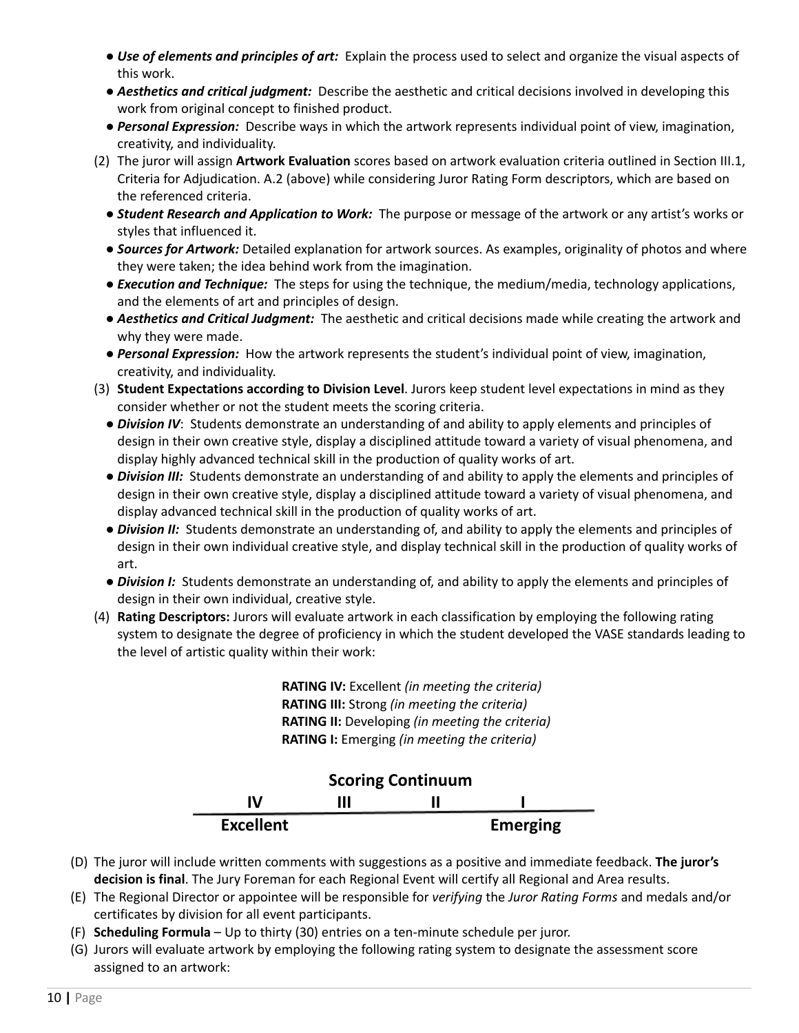- ***Use of elements and principles of art:*** Explain the process used to select and organize the visual aspects of this work.
- ***Aesthetics and critical judgment:*** Describe the aesthetic and critical decisions involved in developing this work from original concept to finished product.
- ***Personal Expression:*** Describe ways in which the artwork represents individual point of view, imagination, creativity, and individuality.

(2) The juror will assign **Artwork Evaluation** scores based on artwork evaluation criteria outlined in Section III.1, Criteria for Adjudication. A.2 (above) while considering Juror Rating Form descriptors, which are based on the referenced criteria.

- ***Student Research and Application to Work:*** The purpose or message of the artwork or any artist's works or styles that influenced it.
- ***Sources for Artwork:*** Detailed explanation for artwork sources. As examples, originality of photos and where they were taken; the idea behind work from the imagination.
- ***Execution and Technique:*** The steps for using the technique, the medium/media, technology applications, and the elements of art and principles of design.
- ***Aesthetics and Critical Judgment:*** The aesthetic and critical decisions made while creating the artwork and why they were made.
- ***Personal Expression:*** How the artwork represents the student's individual point of view, imagination, creativity, and individuality.

(3) **Student Expectations according to Division Level**. Jurors keep student level expectations in mind as they consider whether or not the student meets the scoring criteria.

- ***Division IV***: Students demonstrate an understanding of and ability to apply elements and principles of design in their own creative style, display a disciplined attitude toward a variety of visual phenomena, and display highly advanced technical skill in the production of quality works of art.
- ***Division III:*** Students demonstrate an understanding of and ability to apply the elements and principles of design in their own creative style, display a disciplined attitude toward a variety of visual phenomena, and display advanced technical skill in the production of quality works of art.
- ***Division II:*** Students demonstrate an understanding of, and ability to apply the elements and principles of design in their own individual creative style, and display technical skill in the production of quality works of art.
- ***Division I:*** Students demonstrate an understanding of, and ability to apply the elements and principles of design in their own individual, creative style.

(4) **Rating Descriptors:** Jurors will evaluate artwork in each classification by employing the following rating system to designate the degree of proficiency in which the student developed the VASE standards leading to the level of artistic quality within their work:

**RATING IV:** Excellent *(in meeting the criteria)*
**RATING III:** Strong *(in meeting the criteria)*
**RATING II:** Developing *(in meeting the criteria)*
**RATING I:** Emerging *(in meeting the criteria)*

**Scoring Continuum**

| IV | III | II | I |
|---|---|---|---|
| **Excellent** | | | **Emerging** |

(D) The juror will include written comments with suggestions as a positive and immediate feedback. **The juror's decision is final**. The Jury Foreman for each Regional Event will certify all Regional and Area results.

(E) The Regional Director or appointee will be responsible for *verifying* the *Juror Rating Forms* and medals and/or certificates by division for all event participants.

(F) **Scheduling Formula** – Up to thirty (30) entries on a ten-minute schedule per juror.

(G) Jurors will evaluate artwork by employing the following rating system to designate the assessment score assigned to an artwork: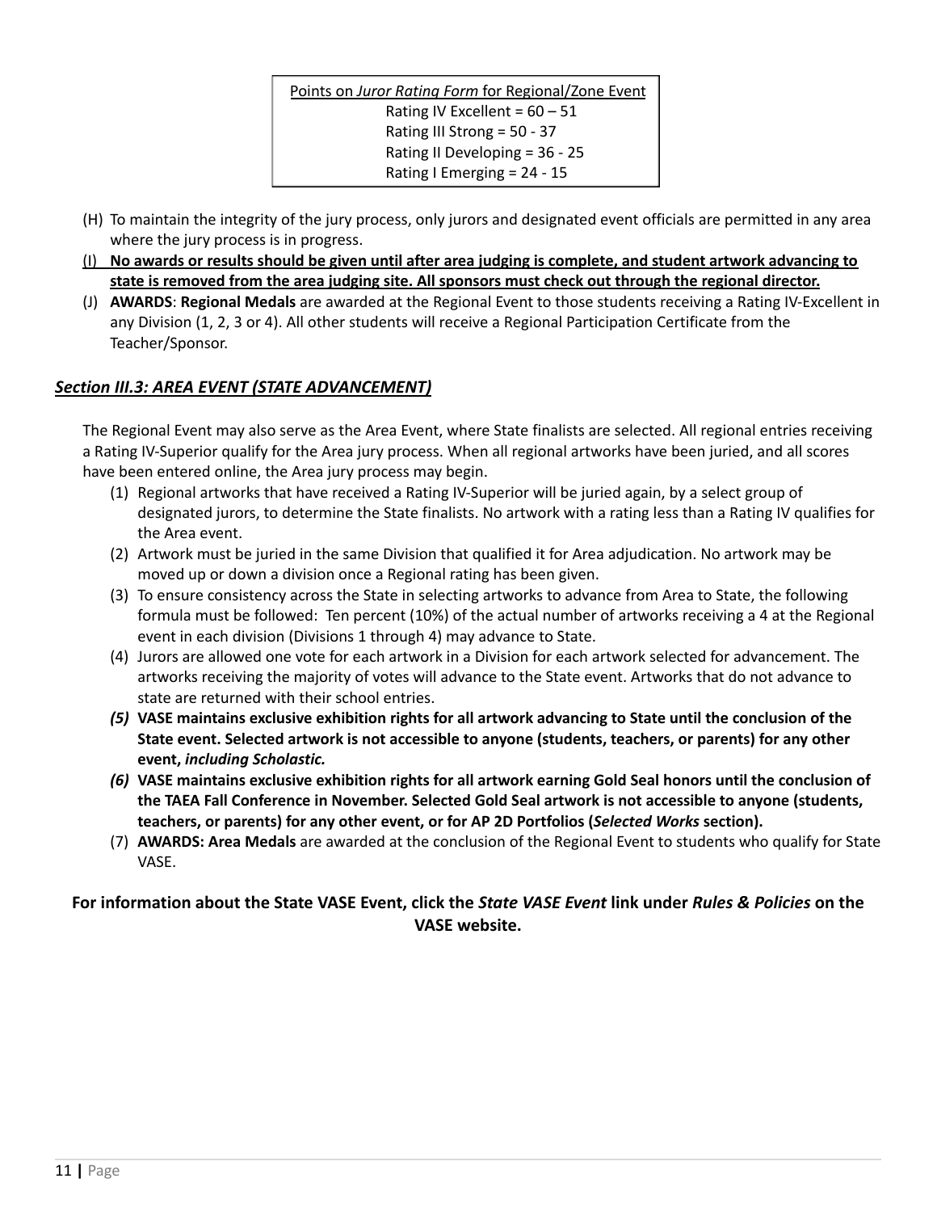<u>Points on *Juror Rating Form* for Regional/Zone Event</u>
Rating IV Excellent = 60 – 51
Rating III Strong = 50 - 37
Rating II Developing = 36 - 25
Rating I Emerging = 24 - 15

(H) To maintain the integrity of the jury process, only jurors and designated event officials are permitted in any area where the jury process is in progress.

(I) **<u>No awards or results should be given until after area judging is complete, and student artwork advancing to state is removed from the area judging site. All sponsors must check out through the regional director.</u>**

(J) **AWARDS**: **Regional Medals** are awarded at the Regional Event to those students receiving a Rating IV-Excellent in any Division (1, 2, 3 or 4). All other students will receive a Regional Participation Certificate from the Teacher/Sponsor.

## ***<u>Section III.3: AREA EVENT (STATE ADVANCEMENT)</u>***

The Regional Event may also serve as the Area Event, where State finalists are selected. All regional entries receiving a Rating IV-Superior qualify for the Area jury process. When all regional artworks have been juried, and all scores have been entered online, the Area jury process may begin.

(1) Regional artworks that have received a Rating IV-Superior will be juried again, by a select group of designated jurors, to determine the State finalists. No artwork with a rating less than a Rating IV qualifies for the Area event.

(2) Artwork must be juried in the same Division that qualified it for Area adjudication. No artwork may be moved up or down a division once a Regional rating has been given.

(3) To ensure consistency across the State in selecting artworks to advance from Area to State, the following formula must be followed: Ten percent (10%) of the actual number of artworks receiving a 4 at the Regional event in each division (Divisions 1 through 4) may advance to State.

(4) Jurors are allowed one vote for each artwork in a Division for each artwork selected for advancement. The artworks receiving the majority of votes will advance to the State event. Artworks that do not advance to state are returned with their school entries.

***(5)*** **VASE maintains exclusive exhibition rights for all artwork advancing to State until the conclusion of the State event. Selected artwork is not accessible to anyone (students, teachers, or parents) for any other event, *including Scholastic.***

***(6)*** **VASE maintains exclusive exhibition rights for all artwork earning Gold Seal honors until the conclusion of the TAEA Fall Conference in November. Selected Gold Seal artwork is not accessible to anyone (students, teachers, or parents) for any other event, or for AP 2D Portfolios (*Selected Works* section).**

(7) **AWARDS: Area Medals** are awarded at the conclusion of the Regional Event to students who qualify for State VASE.

**For information about the State VASE Event, click the *State VASE Event* link under *Rules & Policies* on the VASE website.**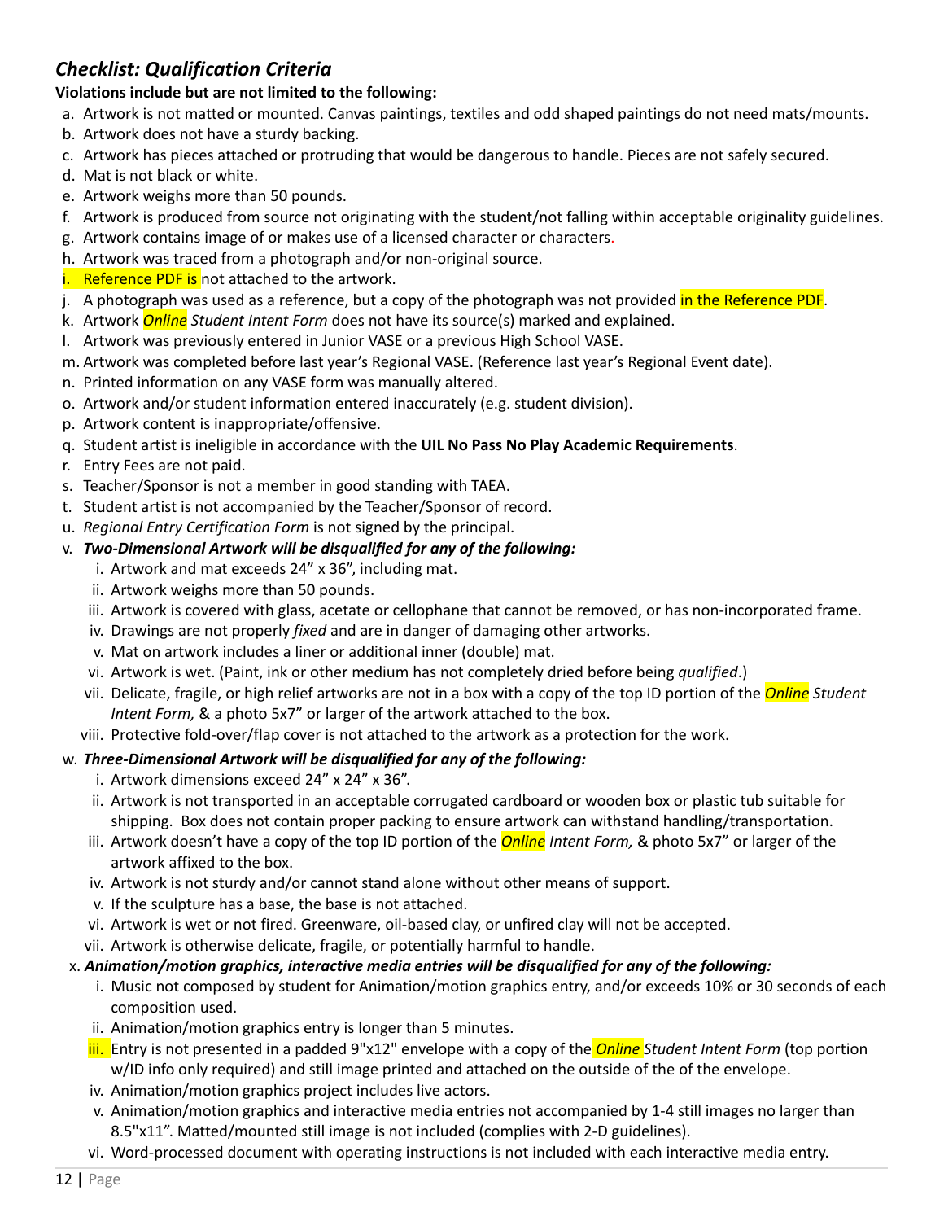## *Checklist: Qualification Criteria*

**Violations include but are not limited to the following:**

a. Artwork is not matted or mounted. Canvas paintings, textiles and odd shaped paintings do not need mats/mounts.
b. Artwork does not have a sturdy backing.
c. Artwork has pieces attached or protruding that would be dangerous to handle. Pieces are not safely secured.
d. Mat is not black or white.
e. Artwork weighs more than 50 pounds.
f. Artwork is produced from source not originating with the student/not falling within acceptable originality guidelines.
g. Artwork contains image of or makes use of a licensed character or characters.
h. Artwork was traced from a photograph and/or non-original source.
i. Reference PDF is not attached to the artwork.
j. A photograph was used as a reference, but a copy of the photograph was not provided in the Reference PDF.
k. Artwork ***Online*** *Student Intent Form* does not have its source(s) marked and explained.
l. Artwork was previously entered in Junior VASE or a previous High School VASE.
m. Artwork was completed before last year's Regional VASE. (Reference last year's Regional Event date).
n. Printed information on any VASE form was manually altered.
o. Artwork and/or student information entered inaccurately (e.g. student division).
p. Artwork content is inappropriate/offensive.
q. Student artist is ineligible in accordance with the **UIL No Pass No Play Academic Requirements**.
r. Entry Fees are not paid.
s. Teacher/Sponsor is not a member in good standing with TAEA.
t. Student artist is not accompanied by the Teacher/Sponsor of record.
u. *Regional Entry Certification Form* is not signed by the principal.
v. ***Two-Dimensional Artwork will be disqualified for any of the following:***
   i. Artwork and mat exceeds 24" x 36", including mat.
   ii. Artwork weighs more than 50 pounds.
   iii. Artwork is covered with glass, acetate or cellophane that cannot be removed, or has non-incorporated frame.
   iv. Drawings are not properly *fixed* and are in danger of damaging other artworks.
   v. Mat on artwork includes a liner or additional inner (double) mat.
   vi. Artwork is wet. (Paint, ink or other medium has not completely dried before being *qualified*.)
   vii. Delicate, fragile, or high relief artworks are not in a box with a copy of the top ID portion of the ***Online*** *Student Intent Form,* & a photo 5x7" or larger of the artwork attached to the box.
   viii. Protective fold-over/flap cover is not attached to the artwork as a protection for the work.
w. ***Three-Dimensional Artwork will be disqualified for any of the following:***
   i. Artwork dimensions exceed 24" x 24" x 36".
   ii. Artwork is not transported in an acceptable corrugated cardboard or wooden box or plastic tub suitable for shipping. Box does not contain proper packing to ensure artwork can withstand handling/transportation.
   iii. Artwork doesn't have a copy of the top ID portion of the ***Online*** *Intent Form,* & photo 5x7" or larger of the artwork affixed to the box.
   iv. Artwork is not sturdy and/or cannot stand alone without other means of support.
   v. If the sculpture has a base, the base is not attached.
   vi. Artwork is wet or not fired. Greenware, oil-based clay, or unfired clay will not be accepted.
   vii. Artwork is otherwise delicate, fragile, or potentially harmful to handle.
x. ***Animation/motion graphics, interactive media entries will be disqualified for any of the following:***
   i. Music not composed by student for Animation/motion graphics entry, and/or exceeds 10% or 30 seconds of each composition used.
   ii. Animation/motion graphics entry is longer than 5 minutes.
   iii. Entry is not presented in a padded 9"x12" envelope with a copy of the ***Online*** *Student Intent Form* (top portion w/ID info only required) and still image printed and attached on the outside of the of the envelope.
   iv. Animation/motion graphics project includes live actors.
   v. Animation/motion graphics and interactive media entries not accompanied by 1-4 still images no larger than 8.5"x11". Matted/mounted still image is not included (complies with 2-D guidelines).
   vi. Word-processed document with operating instructions is not included with each interactive media entry.